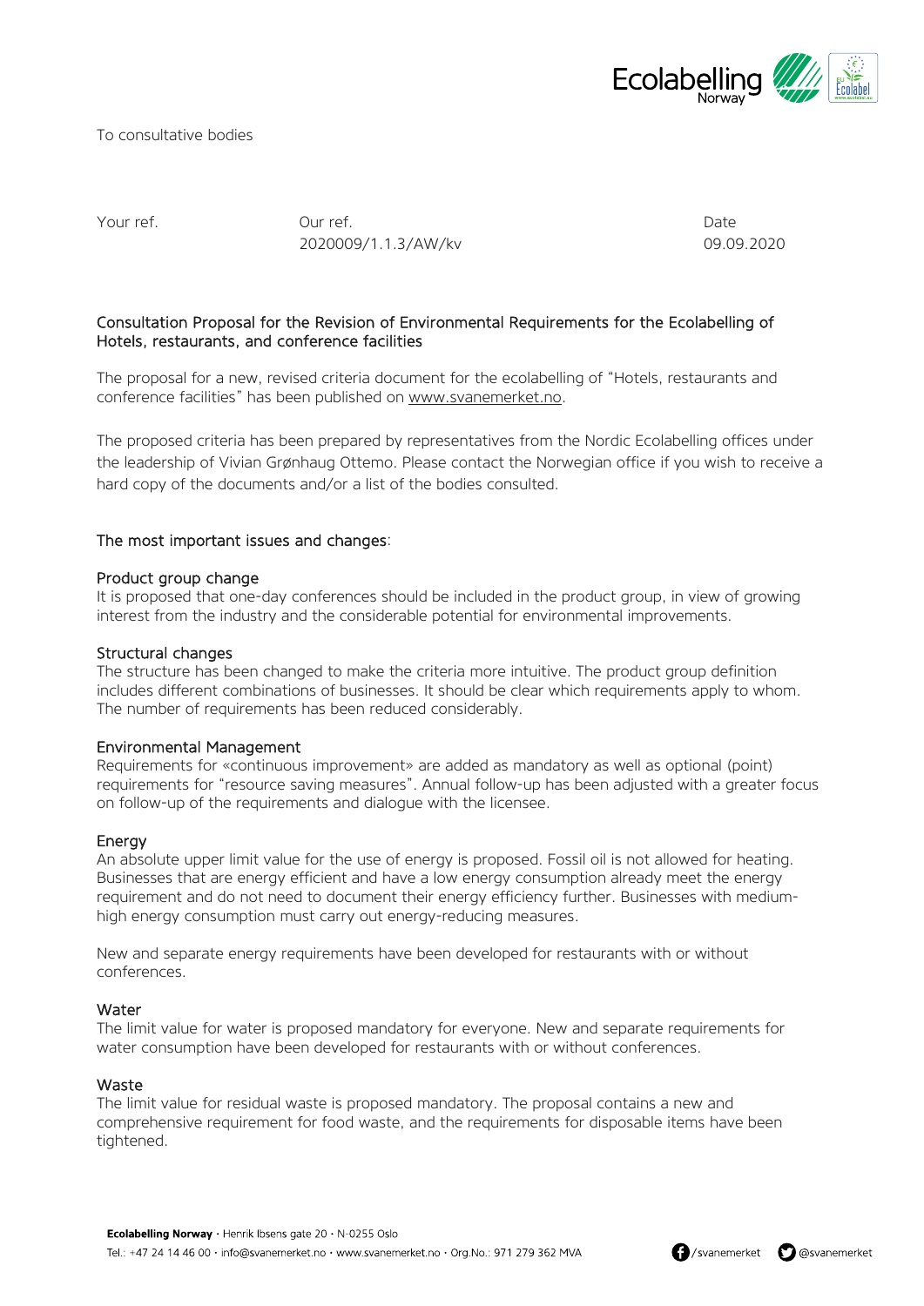To consultative bodies

| Your ref. | Our ref. | Date |
| --- | --- | --- |
| | 2020009/1.1.3/AW/kv | 09.09.2020 |

## Consultation Proposal for the Revision of Environmental Requirements for the Ecolabelling of Hotels, restaurants, and conference facilities

The proposal for a new, revised criteria document for the ecolabelling of "Hotels, restaurants and conference facilities" has been published on www.svanemerket.no.

The proposed criteria has been prepared by representatives from the Nordic Ecolabelling offices under the leadership of Vivian Grønhaug Ottemo. Please contact the Norwegian office if you wish to receive a hard copy of the documents and/or a list of the bodies consulted.

### The most important issues and changes:

#### Product group change

It is proposed that one-day conferences should be included in the product group, in view of growing interest from the industry and the considerable potential for environmental improvements.

#### Structural changes

The structure has been changed to make the criteria more intuitive. The product group definition includes different combinations of businesses. It should be clear which requirements apply to whom. The number of requirements has been reduced considerably.

#### Environmental Management

Requirements for «continuous improvement» are added as mandatory as well as optional (point) requirements for "resource saving measures". Annual follow-up has been adjusted with a greater focus on follow-up of the requirements and dialogue with the licensee.

#### Energy

An absolute upper limit value for the use of energy is proposed. Fossil oil is not allowed for heating. Businesses that are energy efficient and have a low energy consumption already meet the energy requirement and do not need to document their energy efficiency further. Businesses with medium-high energy consumption must carry out energy-reducing measures.

New and separate energy requirements have been developed for restaurants with or without conferences.

#### Water

The limit value for water is proposed mandatory for everyone. New and separate requirements for water consumption have been developed for restaurants with or without conferences.

#### Waste

The limit value for residual waste is proposed mandatory. The proposal contains a new and comprehensive requirement for food waste, and the requirements for disposable items have been tightened.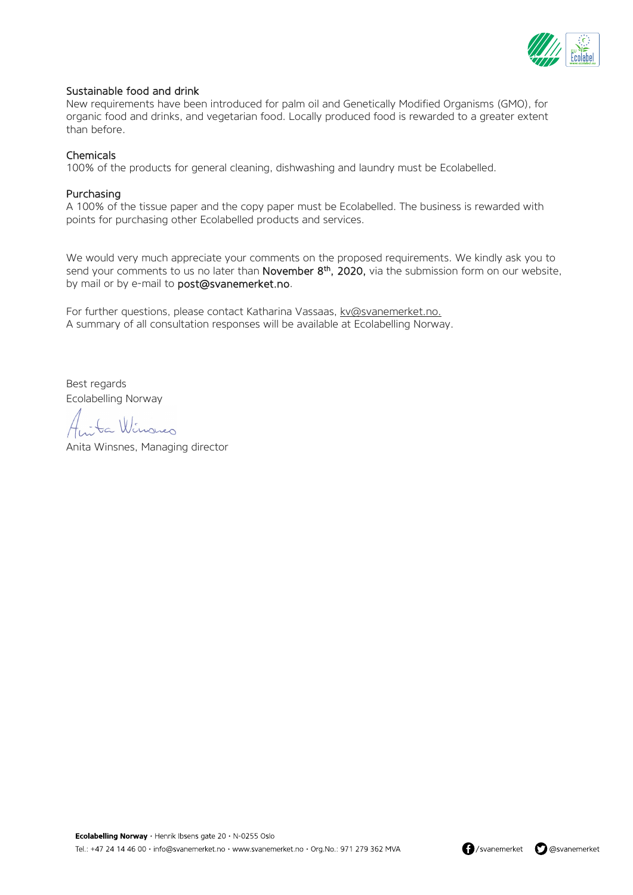### Sustainable food and drink

New requirements have been introduced for palm oil and Genetically Modified Organisms (GMO), for organic food and drinks, and vegetarian food. Locally produced food is rewarded to a greater extent than before.

### Chemicals

100% of the products for general cleaning, dishwashing and laundry must be Ecolabelled.

### Purchasing

A 100% of the tissue paper and the copy paper must be Ecolabelled. The business is rewarded with points for purchasing other Ecolabelled products and services.

We would very much appreciate your comments on the proposed requirements. We kindly ask you to send your comments to us no later than **November 8th, 2020,** via the submission form on our website, by mail or by e-mail to **post@svanemerket.no**.

For further questions, please contact Katharina Vassaas, kv@svanemerket.no.
A summary of all consultation responses will be available at Ecolabelling Norway.

Best regards
Ecolabelling Norway

Anita Winsnes

Anita Winsnes, Managing director

**Ecolabelling Norway** · Henrik Ibsens gate 20 · N-0255 Oslo
Tel.: +47 24 14 46 00 · info@svanemerket.no · www.svanemerket.no · Org.No.: 971 279 362 MVA

/svanemerket @svanemerket